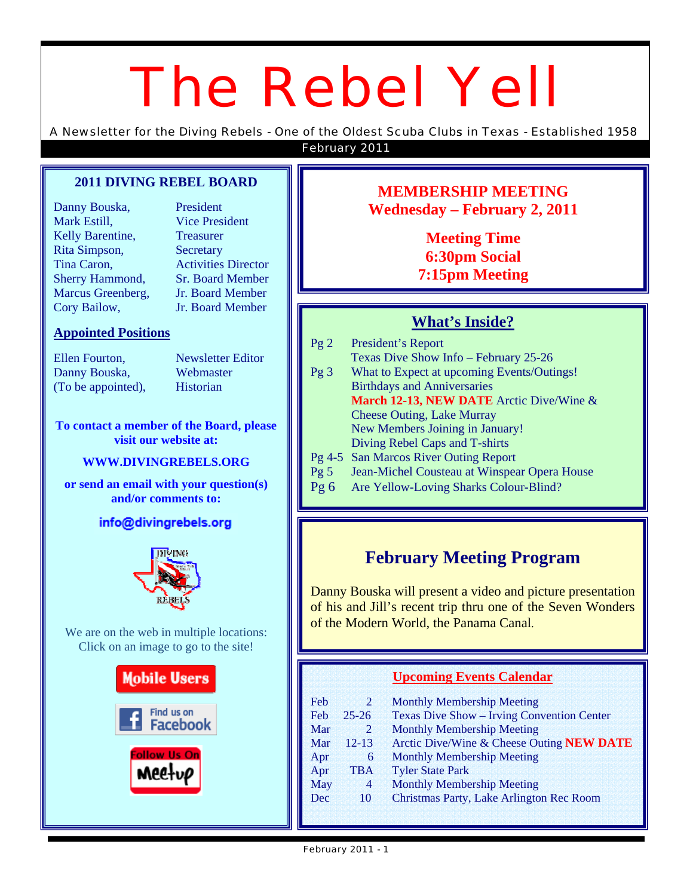# The Rebel Yell

A Newsletter for the Diving Rebels - One of the Oldest Scuba Clubs in Texas - Established 1958

February 2011

## 2011 DIVING REBEL BOARD

| | |
|---|---|
| Danny Bouska, | President |
| Mark Estill, | Vice President |
| Kelly Barentine, | Treasurer |
| Rita Simpson, | Secretary |
| Tina Caron, | Activities Director |
| Sherry Hammond, | Sr. Board Member |
| Marcus Greenberg, | Jr. Board Member |
| Cory Bailow, | Jr. Board Member |

### Appointed Positions

| | |
|---|---|
| Ellen Fourton, | Newsletter Editor |
| Danny Bouska, | Webmaster |
| (To be appointed), | Historian |

**To contact a member of the Board, please visit our website at:**

**WWW.DIVINGREBELS.ORG**

**or send an email with your question(s) and/or comments to:**

**info@divingrebels.org**

We are on the web in multiple locations: Click on an image to go to the site!

Mobile Users

Find us on Facebook

Follow Us On Meetup

## MEMBERSHIP MEETING
## Wednesday – February 2, 2011

**Meeting Time**
**6:30pm Social**
**7:15pm Meeting**

## What's Inside?

| | |
|---|---|
| Pg 2 | President's Report |
| | Texas Dive Show Info – February 25-26 |
| Pg 3 | What to Expect at upcoming Events/Outings! |
| | Birthdays and Anniversaries |
| | **March 12-13, NEW DATE** Arctic Dive/Wine & Cheese Outing, Lake Murray |
| | New Members Joining in January! |
| | Diving Rebel Caps and T-shirts |
| Pg 4-5 | San Marcos River Outing Report |
| Pg 5 | Jean-Michel Cousteau at Winspear Opera House |
| Pg 6 | Are Yellow-Loving Sharks Colour-Blind? |

## February Meeting Program

Danny Bouska will present a video and picture presentation of his and Jill's recent trip thru one of the Seven Wonders of the Modern World, the Panama Canal.

## Upcoming Events Calendar

| | | |
|---|---|---|
| Feb | 2 | Monthly Membership Meeting |
| Feb | 25-26 | Texas Dive Show – Irving Convention Center |
| Mar | 2 | Monthly Membership Meeting |
| Mar | 12-13 | Arctic Dive/Wine & Cheese Outing **NEW DATE** |
| Apr | 6 | Monthly Membership Meeting |
| Apr | TBA | Tyler State Park |
| May | 4 | Monthly Membership Meeting |
| Dec | 10 | Christmas Party, Lake Arlington Rec Room |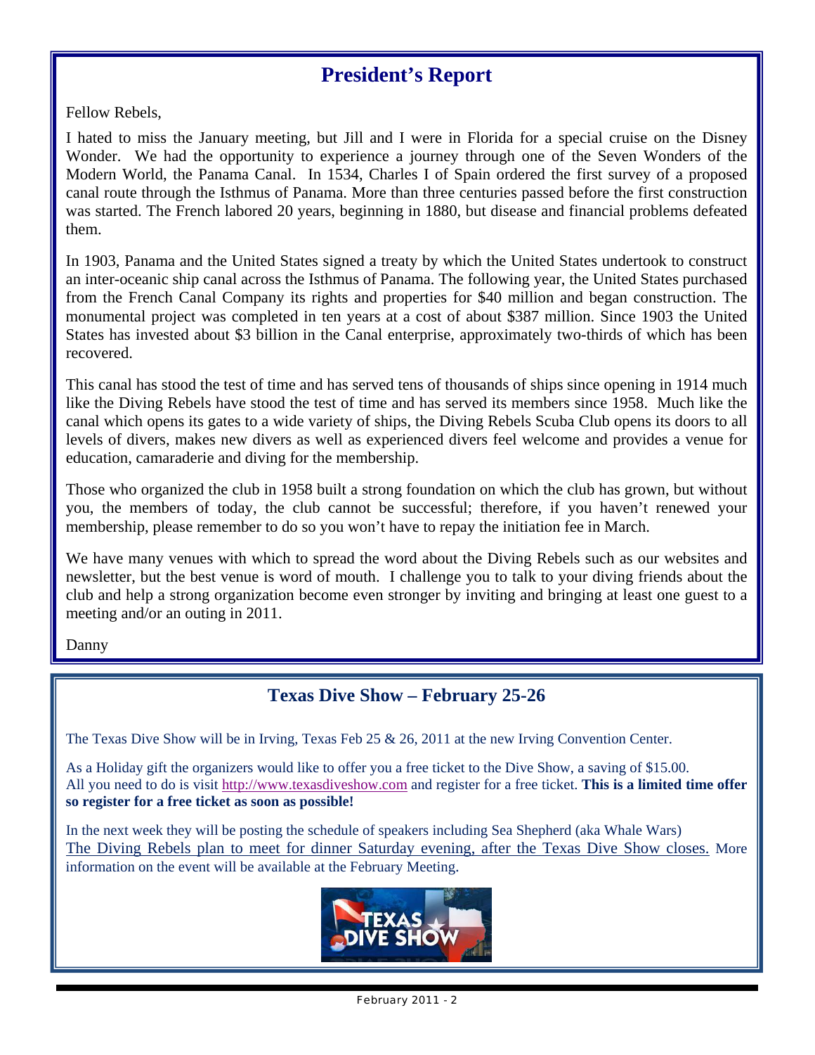## President's Report

Fellow Rebels,

I hated to miss the January meeting, but Jill and I were in Florida for a special cruise on the Disney Wonder. We had the opportunity to experience a journey through one of the Seven Wonders of the Modern World, the Panama Canal. In 1534, Charles I of Spain ordered the first survey of a proposed canal route through the Isthmus of Panama. More than three centuries passed before the first construction was started. The French labored 20 years, beginning in 1880, but disease and financial problems defeated them.

In 1903, Panama and the United States signed a treaty by which the United States undertook to construct an inter-oceanic ship canal across the Isthmus of Panama. The following year, the United States purchased from the French Canal Company its rights and properties for $40 million and began construction. The monumental project was completed in ten years at a cost of about $387 million. Since 1903 the United States has invested about $3 billion in the Canal enterprise, approximately two-thirds of which has been recovered.

This canal has stood the test of time and has served tens of thousands of ships since opening in 1914 much like the Diving Rebels have stood the test of time and has served its members since 1958. Much like the canal which opens its gates to a wide variety of ships, the Diving Rebels Scuba Club opens its doors to all levels of divers, makes new divers as well as experienced divers feel welcome and provides a venue for education, camaraderie and diving for the membership.

Those who organized the club in 1958 built a strong foundation on which the club has grown, but without you, the members of today, the club cannot be successful; therefore, if you haven't renewed your membership, please remember to do so you won't have to repay the initiation fee in March.

We have many venues with which to spread the word about the Diving Rebels such as our websites and newsletter, but the best venue is word of mouth. I challenge you to talk to your diving friends about the club and help a strong organization become even stronger by inviting and bringing at least one guest to a meeting and/or an outing in 2011.

Danny

## Texas Dive Show – February 25-26

The Texas Dive Show will be in Irving, Texas Feb 25 & 26, 2011 at the new Irving Convention Center.

As a Holiday gift the organizers would like to offer you a free ticket to the Dive Show, a saving of $15.00. All you need to do is visit http://www.texasdiveshow.com and register for a free ticket. **This is a limited time offer so register for a free ticket as soon as possible!**

In the next week they will be posting the schedule of speakers including Sea Shepherd (aka Whale Wars) The Diving Rebels plan to meet for dinner Saturday evening, after the Texas Dive Show closes. More information on the event will be available at the February Meeting.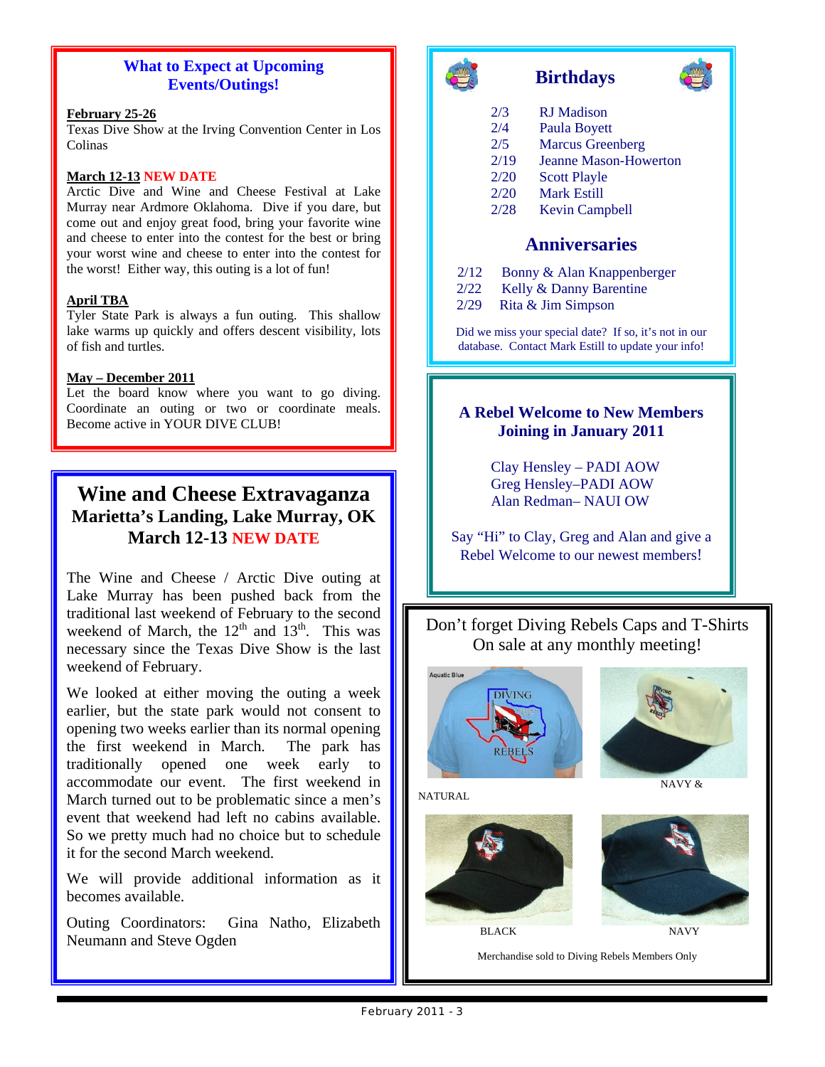## What to Expect at Upcoming Events/Outings!

**February 25-26**
Texas Dive Show at the Irving Convention Center in Los Colinas

**March 12-13** NEW DATE
Arctic Dive and Wine and Cheese Festival at Lake Murray near Ardmore Oklahoma. Dive if you dare, but come out and enjoy great food, bring your favorite wine and cheese to enter into the contest for the best or bring your worst wine and cheese to enter into the contest for the worst! Either way, this outing is a lot of fun!

**April TBA**
Tyler State Park is always a fun outing. This shallow lake warms up quickly and offers descent visibility, lots of fish and turtles.

**May – December 2011**
Let the board know where you want to go diving. Coordinate an outing or two or coordinate meals. Become active in YOUR DIVE CLUB!

# Wine and Cheese Extravaganza

## Marietta's Landing, Lake Murray, OK
## March 12-13 NEW DATE

The Wine and Cheese / Arctic Dive outing at Lake Murray has been pushed back from the traditional last weekend of February to the second weekend of March, the 12th and 13th. This was necessary since the Texas Dive Show is the last weekend of February.

We looked at either moving the outing a week earlier, but the state park would not consent to opening two weeks earlier than its normal opening the first weekend in March. The park has traditionally opened one week early to accommodate our event. The first weekend in March turned out to be problematic since a men's event that weekend had left no cabins available. So we pretty much had no choice but to schedule it for the second March weekend.

We will provide additional information as it becomes available.

Outing Coordinators: Gina Natho, Elizabeth Neumann and Steve Ogden

## Birthdays

| | |
|---|---|
| 2/3 | RJ Madison |
| 2/4 | Paula Boyett |
| 2/5 | Marcus Greenberg |
| 2/19 | Jeanne Mason-Howerton |
| 2/20 | Scott Playle |
| 2/20 | Mark Estill |
| 2/28 | Kevin Campbell |

## Anniversaries

| | |
|---|---|
| 2/12 | Bonny & Alan Knappenberger |
| 2/22 | Kelly & Danny Barentine |
| 2/29 | Rita & Jim Simpson |

Did we miss your special date? If so, it's not in our database. Contact Mark Estill to update your info!

## A Rebel Welcome to New Members Joining in January 2011

Clay Hensley – PADI AOW
Greg Hensley–PADI AOW
Alan Redman– NAUI OW

Say "Hi" to Clay, Greg and Alan and give a Rebel Welcome to our newest members!

Don't forget Diving Rebels Caps and T-Shirts On sale at any monthly meeting!

NATURAL

NAVY &

BLACK

NAVY

Merchandise sold to Diving Rebels Members Only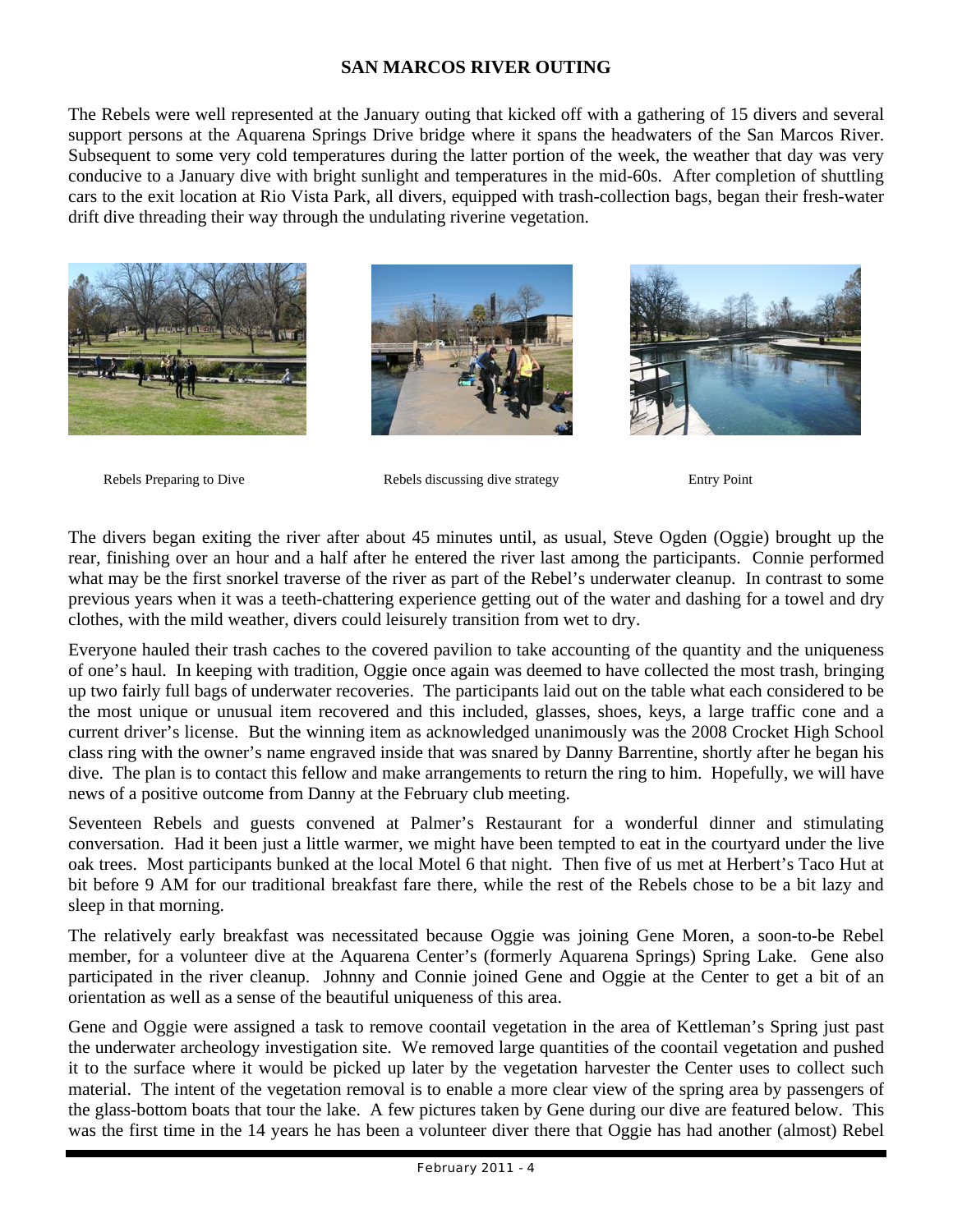## SAN MARCOS RIVER OUTING

The Rebels were well represented at the January outing that kicked off with a gathering of 15 divers and several support persons at the Aquarena Springs Drive bridge where it spans the headwaters of the San Marcos River. Subsequent to some very cold temperatures during the latter portion of the week, the weather that day was very conducive to a January dive with bright sunlight and temperatures in the mid-60s. After completion of shuttling cars to the exit location at Rio Vista Park, all divers, equipped with trash-collection bags, began their fresh-water drift dive threading their way through the undulating riverine vegetation.

Rebels Preparing to Dive

Rebels discussing dive strategy

Entry Point

The divers began exiting the river after about 45 minutes until, as usual, Steve Ogden (Oggie) brought up the rear, finishing over an hour and a half after he entered the river last among the participants. Connie performed what may be the first snorkel traverse of the river as part of the Rebel's underwater cleanup. In contrast to some previous years when it was a teeth-chattering experience getting out of the water and dashing for a towel and dry clothes, with the mild weather, divers could leisurely transition from wet to dry.

Everyone hauled their trash caches to the covered pavilion to take accounting of the quantity and the uniqueness of one's haul. In keeping with tradition, Oggie once again was deemed to have collected the most trash, bringing up two fairly full bags of underwater recoveries. The participants laid out on the table what each considered to be the most unique or unusual item recovered and this included, glasses, shoes, keys, a large traffic cone and a current driver's license. But the winning item as acknowledged unanimously was the 2008 Crocket High School class ring with the owner's name engraved inside that was snared by Danny Barrentine, shortly after he began his dive. The plan is to contact this fellow and make arrangements to return the ring to him. Hopefully, we will have news of a positive outcome from Danny at the February club meeting.

Seventeen Rebels and guests convened at Palmer's Restaurant for a wonderful dinner and stimulating conversation. Had it been just a little warmer, we might have been tempted to eat in the courtyard under the live oak trees. Most participants bunked at the local Motel 6 that night. Then five of us met at Herbert's Taco Hut at bit before 9 AM for our traditional breakfast fare there, while the rest of the Rebels chose to be a bit lazy and sleep in that morning.

The relatively early breakfast was necessitated because Oggie was joining Gene Moren, a soon-to-be Rebel member, for a volunteer dive at the Aquarena Center's (formerly Aquarena Springs) Spring Lake. Gene also participated in the river cleanup. Johnny and Connie joined Gene and Oggie at the Center to get a bit of an orientation as well as a sense of the beautiful uniqueness of this area.

Gene and Oggie were assigned a task to remove coontail vegetation in the area of Kettleman's Spring just past the underwater archeology investigation site. We removed large quantities of the coontail vegetation and pushed it to the surface where it would be picked up later by the vegetation harvester the Center uses to collect such material. The intent of the vegetation removal is to enable a more clear view of the spring area by passengers of the glass-bottom boats that tour the lake. A few pictures taken by Gene during our dive are featured below. This was the first time in the 14 years he has been a volunteer diver there that Oggie has had another (almost) Rebel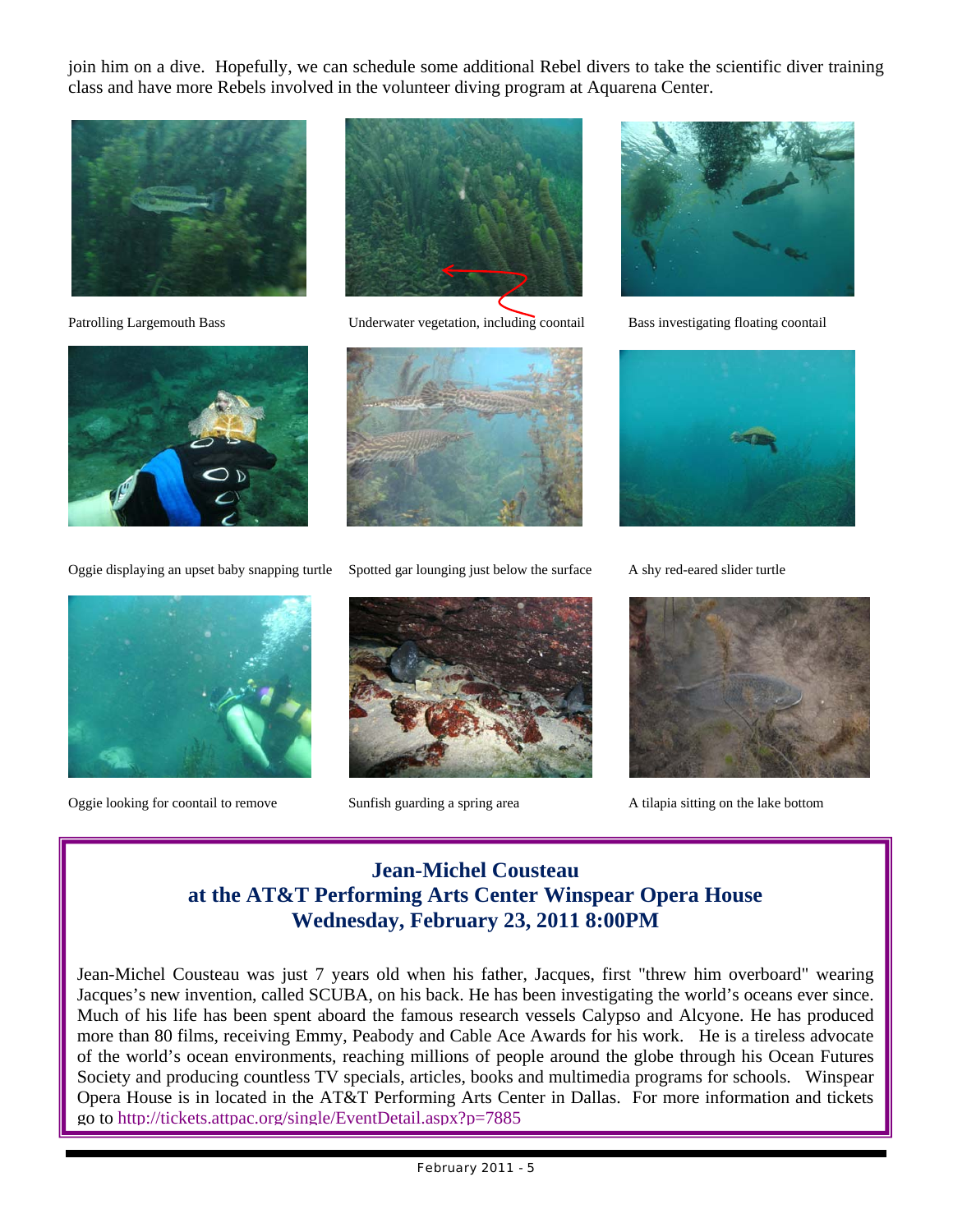join him on a dive. Hopefully, we can schedule some additional Rebel divers to take the scientific diver training class and have more Rebels involved in the volunteer diving program at Aquarena Center.

Patrolling Largemouth Bass

Underwater vegetation, including coontail

Bass investigating floating coontail

Oggie displaying an upset baby snapping turtle

Spotted gar lounging just below the surface

A shy red-eared slider turtle

Oggie looking for coontail to remove

Sunfish guarding a spring area

A tilapia sitting on the lake bottom

## Jean-Michel Cousteau
## at the AT&T Performing Arts Center Winspear Opera House
## Wednesday, February 23, 2011 8:00PM

Jean-Michel Cousteau was just 7 years old when his father, Jacques, first "threw him overboard" wearing Jacques's new invention, called SCUBA, on his back. He has been investigating the world's oceans ever since. Much of his life has been spent aboard the famous research vessels Calypso and Alcyone. He has produced more than 80 films, receiving Emmy, Peabody and Cable Ace Awards for his work. He is a tireless advocate of the world's ocean environments, reaching millions of people around the globe through his Ocean Futures Society and producing countless TV specials, articles, books and multimedia programs for schools. Winspear Opera House is in located in the AT&T Performing Arts Center in Dallas. For more information and tickets go to http://tickets.attpac.org/single/EventDetail.aspx?p=7885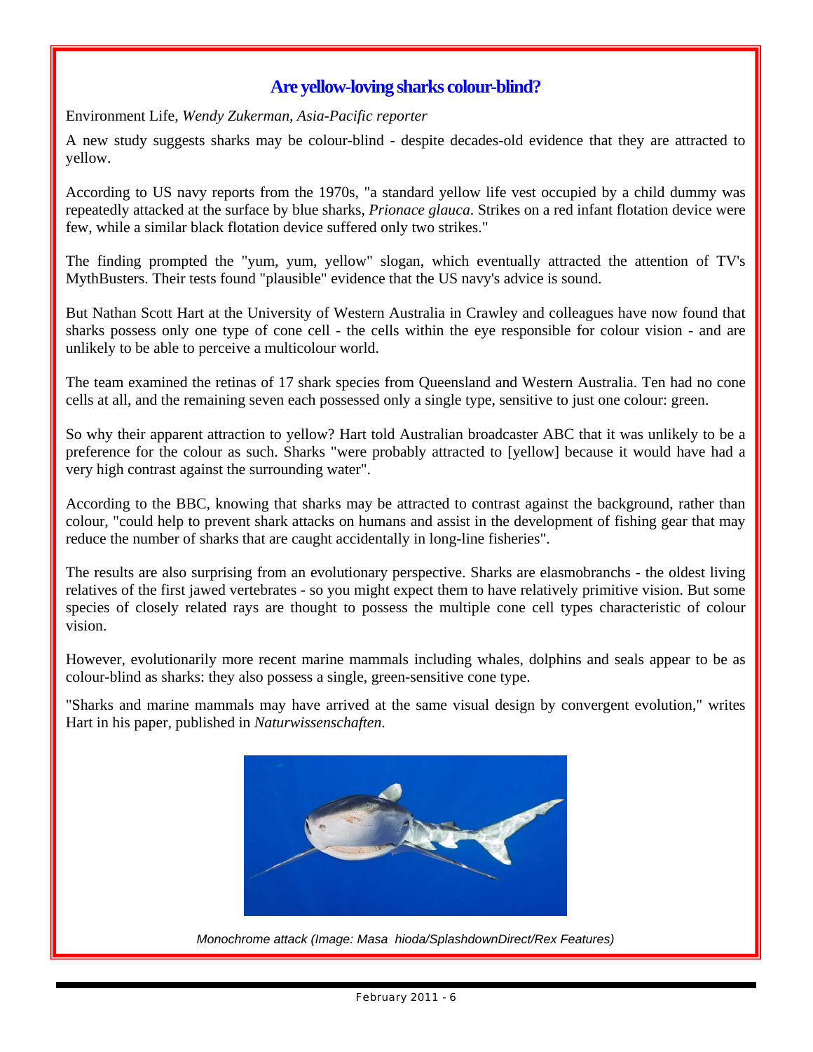## Are yellow-loving sharks colour-blind?

Environment Life, *Wendy Zukerman, Asia-Pacific reporter*

A new study suggests sharks may be colour-blind - despite decades-old evidence that they are attracted to yellow.

According to US navy reports from the 1970s, "a standard yellow life vest occupied by a child dummy was repeatedly attacked at the surface by blue sharks, *Prionace glauca*. Strikes on a red infant flotation device were few, while a similar black flotation device suffered only two strikes."

The finding prompted the "yum, yum, yellow" slogan, which eventually attracted the attention of TV's MythBusters. Their tests found "plausible" evidence that the US navy's advice is sound.

But Nathan Scott Hart at the University of Western Australia in Crawley and colleagues have now found that sharks possess only one type of cone cell - the cells within the eye responsible for colour vision - and are unlikely to be able to perceive a multicolour world.

The team examined the retinas of 17 shark species from Queensland and Western Australia. Ten had no cone cells at all, and the remaining seven each possessed only a single type, sensitive to just one colour: green.

So why their apparent attraction to yellow? Hart told Australian broadcaster ABC that it was unlikely to be a preference for the colour as such. Sharks "were probably attracted to [yellow] because it would have had a very high contrast against the surrounding water".

According to the BBC, knowing that sharks may be attracted to contrast against the background, rather than colour, "could help to prevent shark attacks on humans and assist in the development of fishing gear that may reduce the number of sharks that are caught accidentally in long-line fisheries".

The results are also surprising from an evolutionary perspective. Sharks are elasmobranchs - the oldest living relatives of the first jawed vertebrates - so you might expect them to have relatively primitive vision. But some species of closely related rays are thought to possess the multiple cone cell types characteristic of colour vision.

However, evolutionarily more recent marine mammals including whales, dolphins and seals appear to be as colour-blind as sharks: they also possess a single, green-sensitive cone type.

"Sharks and marine mammals may have arrived at the same visual design by convergent evolution," writes Hart in his paper, published in *Naturwissenschaften*.

*Monochrome attack (Image: Masa hioda/SplashdownDirect/Rex Features)*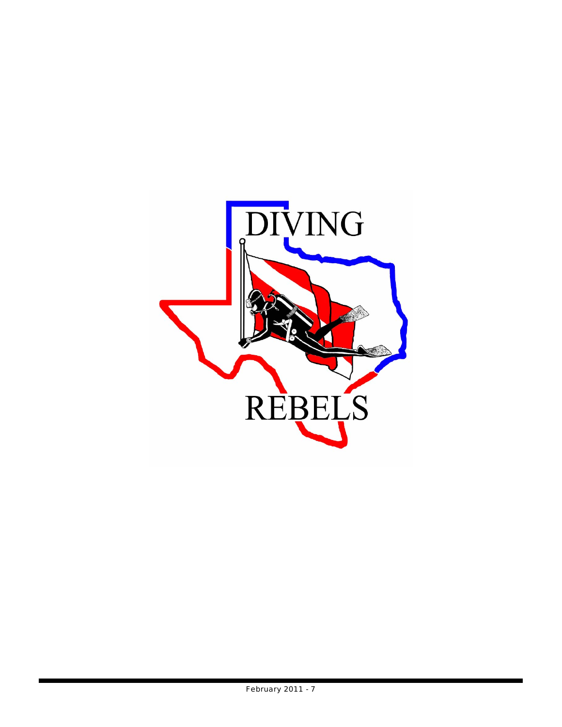DIVING

REBELS